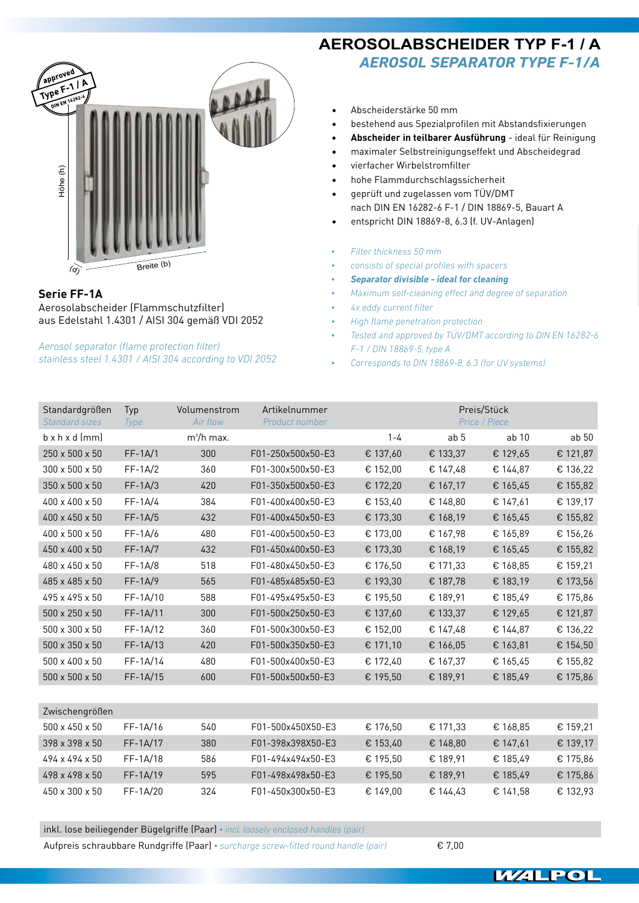# AEROSOLABSCHEIDER TYP F-1 / A

## *AEROSOL SEPARATOR TYPE F-1/A*

- Abscheiderstärke 50 mm
- bestehend aus Spezialprofilen mit Abstandsfixierungen
- **Abscheider in teilbarer Ausführung** - ideal für Reinigung
- maximaler Selbstreinigungseffekt und Abscheidegrad
- vierfacher Wirbelstromfilter
- hohe Flammdurchschlagssicherheit
- geprüft und zugelassen vom TÜV/DMT nach DIN EN 16282-6 F-1 / DIN 18869-5, Bauart A
- entspricht DIN 18869-8, 6.3 (f. UV-Anlagen)

- *Filter thickness 50 mm*
- *consists of special profiles with spacers*
- ***Separator divisible - ideal for cleaning***
- *Maximum self-cleaning effect and degree of separation*
- *4x eddy current filter*
- *High flame penetration protection*
- *Tested and approved by TÜV/DMT according to DIN EN 16282-6 F-1 / DIN 18869-5, type A*
- *Corresponds to DIN 18869-8, 6.3 (for UV systems)*

approved Type F-1 / A DIN EN 16282-6

Höhe (h) · (d) · Breite (b)

### Serie FF-1A

Aerosolabscheider (Flammschutzfilter)
aus Edelstahl 1.4301 / AISI 304 gemäß VDI 2052

*Aerosol separator (flame protection filter)*
*stainless steel 1.4301 / AISI 304 according to VDI 2052*

| Standardgrößen *Standard sizes* | Typ *Type* | Volumenstrom *Air flow* | Artikelnummer *Product number* | Preis/Stück *Price / Piece* | | | |
|---|---|---|---|---|---|---|---|
| b x h x d (mm) | | m³/h max. | | 1-4 | ab 5 | ab 10 | ab 50 |
| 250 x 500 x 50 | FF-1A/1 | 300 | F01-250x500x50-E3 | € 137,60 | € 133,37 | € 129,65 | € 121,87 |
| 300 x 500 x 50 | FF-1A/2 | 360 | F01-300x500x50-E3 | € 152,00 | € 147,48 | € 144,87 | € 136,22 |
| 350 x 500 x 50 | FF-1A/3 | 420 | F01-350x500x50-E3 | € 172,20 | € 167,17 | € 165,45 | € 155,82 |
| 400 x 400 x 50 | FF-1A/4 | 384 | F01-400x400x50-E3 | € 153,40 | € 148,80 | € 147,61 | € 139,17 |
| 400 x 450 x 50 | FF-1A/5 | 432 | F01-400x450x50-E3 | € 173,30 | € 168,19 | € 165,45 | € 155,82 |
| 400 x 500 x 50 | FF-1A/6 | 480 | F01-400x500x50-E3 | € 173,00 | € 167,98 | € 165,89 | € 156,26 |
| 450 x 400 x 50 | FF-1A/7 | 432 | F01-450x400x50-E3 | € 173,30 | € 168,19 | € 165,45 | € 155,82 |
| 480 x 450 x 50 | FF-1A/8 | 518 | F01-480x450x50-E3 | € 176,50 | € 171,33 | € 168,85 | € 159,21 |
| 485 x 485 x 50 | FF-1A/9 | 565 | F01-485x485x50-E3 | € 193,30 | € 187,78 | € 183,19 | € 173,56 |
| 495 x 495 x 50 | FF-1A/10 | 588 | F01-495x495x50-E3 | € 195,50 | € 189,91 | € 185,49 | € 175,86 |
| 500 x 250 x 50 | FF-1A/11 | 300 | F01-500x250x50-E3 | € 137,60 | € 133,37 | € 129,65 | € 121,87 |
| 500 x 300 x 50 | FF-1A/12 | 360 | F01-500x300x50-E3 | € 152,00 | € 147,48 | € 144,87 | € 136,22 |
| 500 x 350 x 50 | FF-1A/13 | 420 | F01-500x350x50-E3 | € 171,10 | € 166,05 | € 163,81 | € 154,50 |
| 500 x 400 x 50 | FF-1A/14 | 480 | F01-500x400x50-E3 | € 172,40 | € 167,37 | € 165,45 | € 155,82 |
| 500 x 500 x 50 | FF-1A/15 | 600 | F01-500x500x50-E3 | € 195,50 | € 189,91 | € 185,49 | € 175,86 |
| Zwischengrößen | | | | | | | |
| 500 x 450 x 50 | FF-1A/16 | 540 | F01-500x450X50-E3 | € 176,50 | € 171,33 | € 168,85 | € 159,21 |
| 398 x 398 x 50 | FF-1A/17 | 380 | F01-398x398X50-E3 | € 153,40 | € 148,80 | € 147,61 | € 139,17 |
| 494 x 494 x 50 | FF-1A/18 | 586 | F01-494x494x50-E3 | € 195,50 | € 189,91 | € 185,49 | € 175,86 |
| 498 x 498 x 50 | FF-1A/19 | 595 | F01-498x498x50-E3 | € 195,50 | € 189,91 | € 185,49 | € 175,86 |
| 450 x 300 x 50 | FF-1A/20 | 324 | F01-450x300x50-E3 | € 149,00 | € 144,43 | € 141,58 | € 132,93 |

| | |
|---|---|
| inkl. lose beiliegender Bügelgriffe (Paar) • *incl. loosely enclosed handles (pair)* | |
| Aufpreis schraubbare Rundgriffe (Paar) • *surcharge screw-fitted round handle (pair)* | € 7,00 |

WALPOL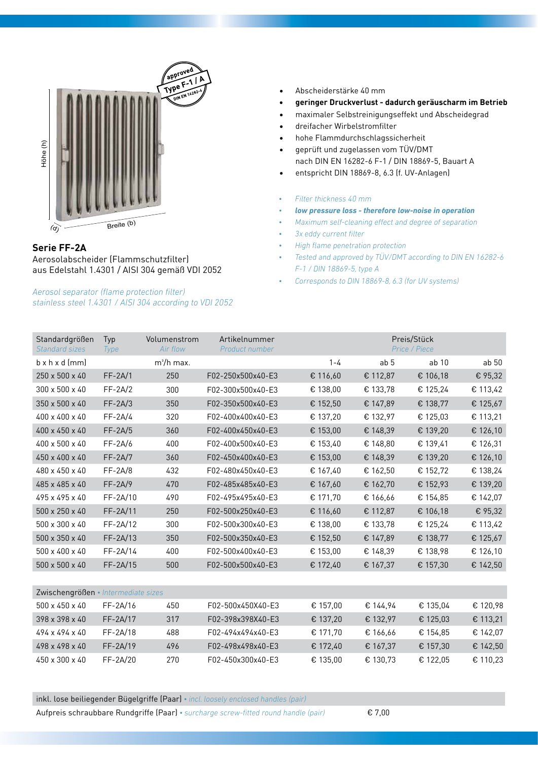Höhe (h)

(d)

Breite (b)

approved Type F-1 / A DIN EN 16282-6

## Serie FF-2A

Aerosolabscheider (Flammschutzfilter)
aus Edelstahl 1.4301 / AISI 304 gemäß VDI 2052

*Aerosol separator (flame protection filter)*
*stainless steel 1.4301 / AISI 304 according to VDI 2052*

- Abscheiderstärke 40 mm
- **geringer Druckverlust - dadurch geräuscharm im Betrieb**
- maximaler Selbstreinigungseffekt und Abscheidegrad
- dreifacher Wirbelstromfilter
- hohe Flammdurchschlagssicherheit
- geprüft und zugelassen vom TÜV/DMT nach DIN EN 16282-6 F-1 / DIN 18869-5, Bauart A
- entspricht DIN 18869-8, 6.3 (f. UV-Anlagen)

- *Filter thickness 40 mm*
- ***low pressure loss - therefore low-noise in operation***
- *Maximum self-cleaning effect and degree of separation*
- *3x eddy current filter*
- *High flame penetration protection*
- *Tested and approved by TÜV/DMT according to DIN EN 16282-6 F-1 / DIN 18869-5, type A*
- *Corresponds to DIN 18869-8, 6.3 (for UV systems)*

| Standardgrößen *Standard sizes* | Typ *Type* | Volumenstrom *Air flow* | Artikelnummer *Product number* | Preis/Stück *Price / Piece* | | | |
|---|---|---|---|---|---|---|---|
| b x h x d (mm) | | m³/h max. | | 1-4 | ab 5 | ab 10 | ab 50 |
| 250 x 500 x 40 | FF-2A/1 | 250 | F02-250x500x40-E3 | € 116,60 | € 112,87 | € 106,18 | € 95,32 |
| 300 x 500 x 40 | FF-2A/2 | 300 | F02-300x500x40-E3 | € 138,00 | € 133,78 | € 125,24 | € 113,42 |
| 350 x 500 x 40 | FF-2A/3 | 350 | F02-350x500x40-E3 | € 152,50 | € 147,89 | € 138,77 | € 125,67 |
| 400 x 400 x 40 | FF-2A/4 | 320 | F02-400x400x40-E3 | € 137,20 | € 132,97 | € 125,03 | € 113,21 |
| 400 x 450 x 40 | FF-2A/5 | 360 | F02-400x450x40-E3 | € 153,00 | € 148,39 | € 139,20 | € 126,10 |
| 400 x 500 x 40 | FF-2A/6 | 400 | F02-400x500x40-E3 | € 153,40 | € 148,80 | € 139,41 | € 126,31 |
| 450 x 400 x 40 | FF-2A/7 | 360 | F02-450x400x40-E3 | € 153,00 | € 148,39 | € 139,20 | € 126,10 |
| 480 x 450 x 40 | FF-2A/8 | 432 | F02-480x450x40-E3 | € 167,40 | € 162,50 | € 152,72 | € 138,24 |
| 485 x 485 x 40 | FF-2A/9 | 470 | F02-485x485x40-E3 | € 167,60 | € 162,70 | € 152,93 | € 139,20 |
| 495 x 495 x 40 | FF-2A/10 | 490 | F02-495x495x40-E3 | € 171,70 | € 166,66 | € 154,85 | € 142,07 |
| 500 x 250 x 40 | FF-2A/11 | 250 | F02-500x250x40-E3 | € 116,60 | € 112,87 | € 106,18 | € 95,32 |
| 500 x 300 x 40 | FF-2A/12 | 300 | F02-500x300x40-E3 | € 138,00 | € 133,78 | € 125,24 | € 113,42 |
| 500 x 350 x 40 | FF-2A/13 | 350 | F02-500x350x40-E3 | € 152,50 | € 147,89 | € 138,77 | € 125,67 |
| 500 x 400 x 40 | FF-2A/14 | 400 | F02-500x400x40-E3 | € 153,00 | € 148,39 | € 138,98 | € 126,10 |
| 500 x 500 x 40 | FF-2A/15 | 500 | F02-500x500x40-E3 | € 172,40 | € 167,37 | € 157,30 | € 142,50 |
| Zwischengrößen • *Intermediate sizes* | | | | | | | |
| 500 x 450 x 40 | FF-2A/16 | 450 | F02-500x450X40-E3 | € 157,00 | € 144,94 | € 135,04 | € 120,98 |
| 398 x 398 x 40 | FF-2A/17 | 317 | F02-398x398X40-E3 | € 137,20 | € 132,97 | € 125,03 | € 113,21 |
| 494 x 494 x 40 | FF-2A/18 | 488 | F02-494x494x40-E3 | € 171,70 | € 166,66 | € 154,85 | € 142,07 |
| 498 x 498 x 40 | FF-2A/19 | 496 | F02-498x498X40-E3 | € 172,40 | € 167,37 | € 157,30 | € 142,50 |
| 450 x 300 x 40 | FF-2A/20 | 270 | F02-450x300x40-E3 | € 135,00 | € 130,73 | € 122,05 | € 110,23 |

| inkl. lose beiliegender Bügelgriffe (Paar) • *incl. loosely enclosed handles (pair)* | |
|---|---|
| Aufpreis schraubbare Rundgriffe (Paar) • *surcharge screw-fitted round handle (pair)* | € 7,00 |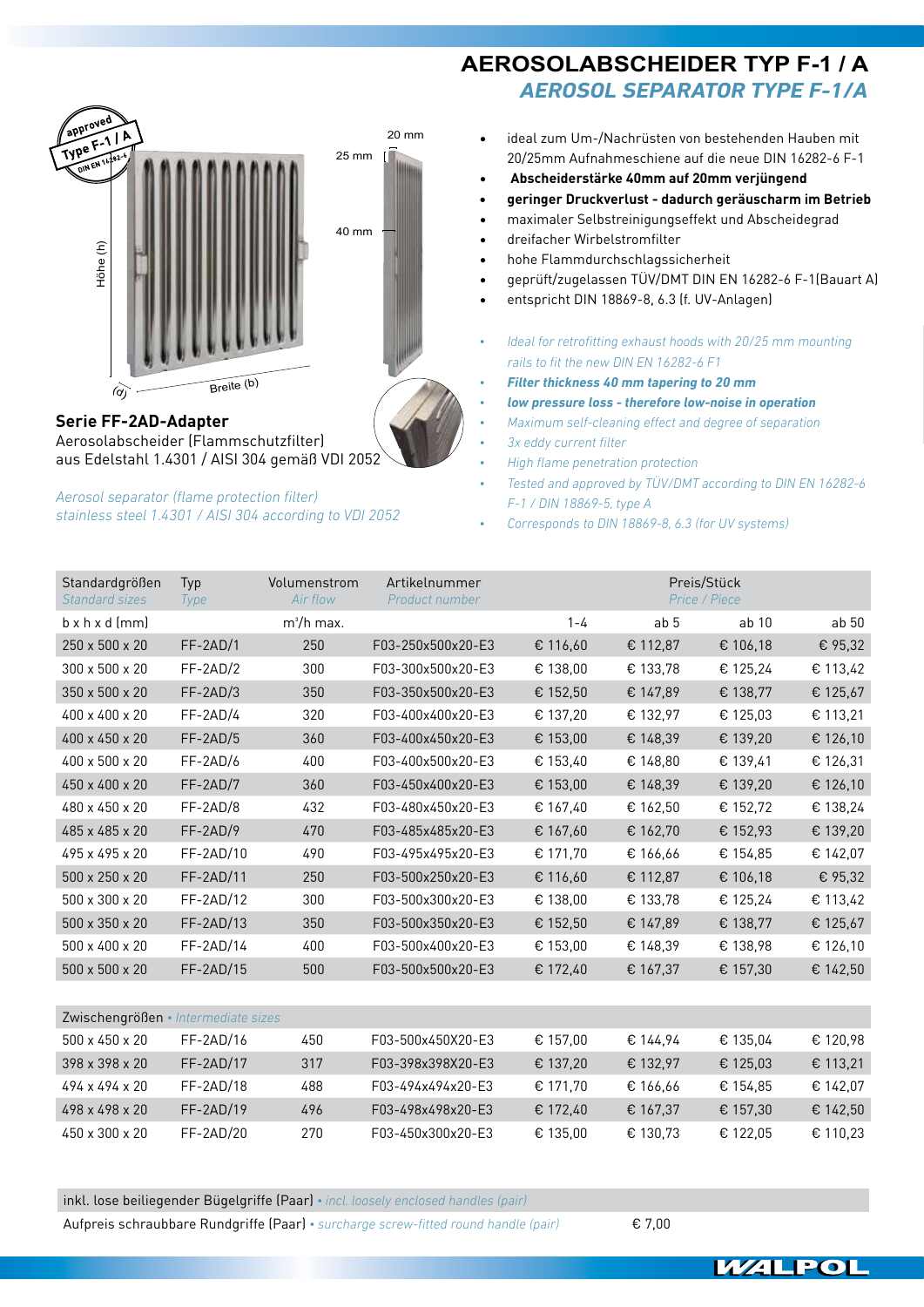# AEROSOLABSCHEIDER TYP F-1 / A

## *AEROSOL SEPARATOR TYPE F-1/A*

- ideal zum Um-/Nachrüsten von bestehenden Hauben mit 20/25mm Aufnahmeschiene auf die neue DIN 16282-6 F-1
- **Abscheiderstärke 40mm auf 20mm verjüngend**
- **geringer Druckverlust - dadurch geräuscharm im Betrieb**
- maximaler Selbstreinigungseffekt und Abscheidegrad
- dreifacher Wirbelstromfilter
- hohe Flammdurchschlagssicherheit
- geprüft/zugelassen TÜV/DMT DIN EN 16282-6 F-1(Bauart A)
- entspricht DIN 18869-8, 6.3 (f. UV-Anlagen)

- *Ideal for retrofitting exhaust hoods with 20/25 mm mounting rails to fit the new DIN EN 16282-6 F1*
- ***Filter thickness 40 mm tapering to 20 mm***
- ***low pressure loss - therefore low-noise in operation***
- *Maximum self-cleaning effect and degree of separation*
- *3x eddy current filter*
- *High flame penetration protection*
- *Tested and approved by TÜV/DMT according to DIN EN 16282-6 F-1 / DIN 18869-5, type A*
- *Corresponds to DIN 18869-8, 6.3 (for UV systems)*

### Serie FF-2AD-Adapter

Aerosolabscheider (Flammschutzfilter)
aus Edelstahl 1.4301 / AISI 304 gemäß VDI 2052

*Aerosol separator (flame protection filter)*
*stainless steel 1.4301 / AISI 304 according to VDI 2052*

| Standardgrößen *Standard sizes* | Typ *Type* | Volumenstrom *Air flow* | Artikelnummer *Product number* | Preis/Stück *Price / Piece* | | | |
|---|---|---|---|---|---|---|---|
| b x h x d (mm) | | m³/h max. | | 1-4 | ab 5 | ab 10 | ab 50 |
| 250 x 500 x 20 | FF-2AD/1 | 250 | F03-250x500x20-E3 | € 116,60 | € 112,87 | € 106,18 | € 95,32 |
| 300 x 500 x 20 | FF-2AD/2 | 300 | F03-300x500x20-E3 | € 138,00 | € 133,78 | € 125,24 | € 113,42 |
| 350 x 500 x 20 | FF-2AD/3 | 350 | F03-350x500x20-E3 | € 152,50 | € 147,89 | € 138,77 | € 125,67 |
| 400 x 400 x 20 | FF-2AD/4 | 320 | F03-400x400x20-E3 | € 137,20 | € 132,97 | € 125,03 | € 113,21 |
| 400 x 450 x 20 | FF-2AD/5 | 360 | F03-400x450x20-E3 | € 153,00 | € 148,39 | € 139,20 | € 126,10 |
| 400 x 500 x 20 | FF-2AD/6 | 400 | F03-400x500x20-E3 | € 153,40 | € 148,80 | € 139,41 | € 126,31 |
| 450 x 400 x 20 | FF-2AD/7 | 360 | F03-450x400x20-E3 | € 153,00 | € 148,39 | € 139,20 | € 126,10 |
| 480 x 450 x 20 | FF-2AD/8 | 432 | F03-480x450x20-E3 | € 167,40 | € 162,50 | € 152,72 | € 138,24 |
| 485 x 485 x 20 | FF-2AD/9 | 470 | F03-485x485x20-E3 | € 167,60 | € 162,70 | € 152,93 | € 139,20 |
| 495 x 495 x 20 | FF-2AD/10 | 490 | F03-495x495x20-E3 | € 171,70 | € 166,66 | € 154,85 | € 142,07 |
| 500 x 250 x 20 | FF-2AD/11 | 250 | F03-500x250x20-E3 | € 116,60 | € 112,87 | € 106,18 | € 95,32 |
| 500 x 300 x 20 | FF-2AD/12 | 300 | F03-500x300x20-E3 | € 138,00 | € 133,78 | € 125,24 | € 113,42 |
| 500 x 350 x 20 | FF-2AD/13 | 350 | F03-500x350x20-E3 | € 152,50 | € 147,89 | € 138,77 | € 125,67 |
| 500 x 400 x 20 | FF-2AD/14 | 400 | F03-500x400x20-E3 | € 153,00 | € 148,39 | € 138,98 | € 126,10 |
| 500 x 500 x 20 | FF-2AD/15 | 500 | F03-500x500x20-E3 | € 172,40 | € 167,37 | € 157,30 | € 142,50 |
| Zwischengrößen • *Intermediate sizes* | | | | | | | |
| 500 x 450 x 20 | FF-2AD/16 | 450 | F03-500x450X20-E3 | € 157,00 | € 144,94 | € 135,04 | € 120,98 |
| 398 x 398 x 20 | FF-2AD/17 | 317 | F03-398x398X20-E3 | € 137,20 | € 132,97 | € 125,03 | € 113,21 |
| 494 x 494 x 20 | FF-2AD/18 | 488 | F03-494x494x20-E3 | € 171,70 | € 166,66 | € 154,85 | € 142,07 |
| 498 x 498 x 20 | FF-2AD/19 | 496 | F03-498x498x20-E3 | € 172,40 | € 167,37 | € 157,30 | € 142,50 |
| 450 x 300 x 20 | FF-2AD/20 | 270 | F03-450x300x20-E3 | € 135,00 | € 130,73 | € 122,05 | € 110,23 |

inkl. lose beiliegender Bügelgriffe (Paar) • *incl. loosely enclosed handles (pair)*

Aufpreis schraubbare Rundgriffe (Paar) • *surcharge screw-fitted round handle (pair)* € 7,00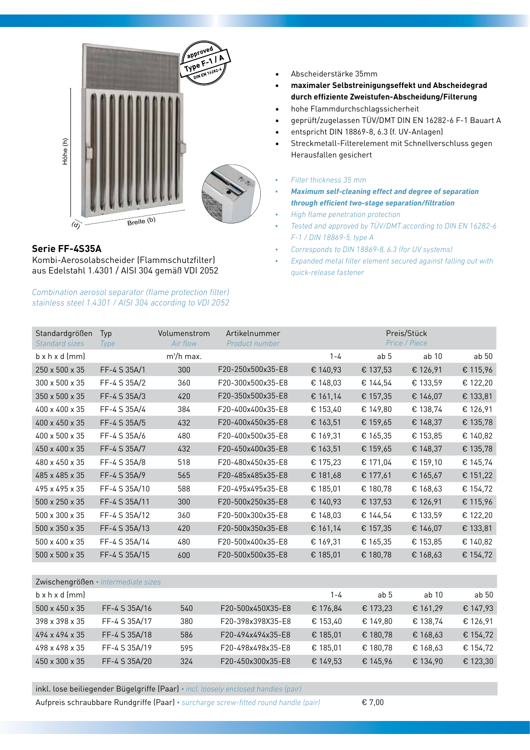## Serie FF-4S35A

Kombi-Aerosolabscheider (Flammschutzfilter) aus Edelstahl 1.4301 / AISI 304 gemäß VDI 2052

*Combination aerosol separator (flame protection filter) stainless steel 1.4301 / AISI 304 according to VDI 2052*

- Abscheiderstärke 35mm
- **maximaler Selbstreinigungseffekt und Abscheidegrad durch effiziente Zweistufen-Abscheidung/Filterung**
- hohe Flammdurchschlagssicherheit
- geprüft/zugelassen TÜV/DMT DIN EN 16282-6 F-1 Bauart A
- entspricht DIN 18869-8, 6.3 (f. UV-Anlagen)
- Streckmetall-Filterelement mit Schnellverschluss gegen Herausfallen gesichert

- *Filter thickness 35 mm*
- ***Maximum self-cleaning effect and degree of separation through efficient two-stage separation/filtration***
- *High flame penetration protection*
- *Tested and approved by TÜV/DMT according to DIN EN 16282-6 F-1 / DIN 18869-5, type A*
- *Corresponds to DIN 18869-8, 6.3 (for UV systems)*
- *Expanded metal filter element secured against falling out with quick-release fastener*

| Standardgrößen *Standard sizes* | Typ *Type* | Volumenstrom *Air flow* | Artikelnummer *Product number* | Preis/Stück *Price / Piece* | | | |
|---|---|---|---|---|---|---|---|
| b x h x d (mm) | | m³/h max. | | 1-4 | ab 5 | ab 10 | ab 50 |
| 250 x 500 x 35 | FF-4 S 35A/1 | 300 | F20-250x500x35-E8 | € 140,93 | € 137,53 | € 126,91 | € 115,96 |
| 300 x 500 x 35 | FF-4 S 35A/2 | 360 | F20-300x500x35-E8 | € 148,03 | € 144,54 | € 133,59 | € 122,20 |
| 350 x 500 x 35 | FF-4 S 35A/3 | 420 | F20-350x500x35-E8 | € 161,14 | € 157,35 | € 146,07 | € 133,81 |
| 400 x 400 x 35 | FF-4 S 35A/4 | 384 | F20-400x400x35-E8 | € 153,40 | € 149,80 | € 138,74 | € 126,91 |
| 400 x 450 x 35 | FF-4 S 35A/5 | 432 | F20-400x450x35-E8 | € 163,51 | € 159,65 | € 148,37 | € 135,78 |
| 400 x 500 x 35 | FF-4 S 35A/6 | 480 | F20-400x500x35-E8 | € 169,31 | € 165,35 | € 153,85 | € 140,82 |
| 450 x 400 x 35 | FF-4 S 35A/7 | 432 | F20-450x400x35-E8 | € 163,51 | € 159,65 | € 148,37 | € 135,78 |
| 480 x 450 x 35 | FF-4 S 35A/8 | 518 | F20-480x450x35-E8 | € 175,23 | € 171,04 | € 159,10 | € 145,74 |
| 485 x 485 x 35 | FF-4 S 35A/9 | 565 | F20-485x485x35-E8 | € 181,68 | € 177,61 | € 165,67 | € 151,22 |
| 495 x 495 x 35 | FF-4 S 35A/10 | 588 | F20-495x495x35-E8 | € 185,01 | € 180,78 | € 168,63 | € 154,72 |
| 500 x 250 x 35 | FF-4 S 35A/11 | 300 | F20-500x250x35-E8 | € 140,93 | € 137,53 | € 126,91 | € 115,96 |
| 500 x 300 x 35 | FF-4 S 35A/12 | 360 | F20-500x300x35-E8 | € 148,03 | € 144,54 | € 133,59 | € 122,20 |
| 500 x 350 x 35 | FF-4 S 35A/13 | 420 | F20-500x350x35-E8 | € 161,14 | € 157,35 | € 146,07 | € 133,81 |
| 500 x 400 x 35 | FF-4 S 35A/14 | 480 | F20-500x400x35-E8 | € 169,31 | € 165,35 | € 153,85 | € 140,82 |
| 500 x 500 x 35 | FF-4 S 35A/15 | 600 | F20-500x500x35-E8 | € 185,01 | € 180,78 | € 168,63 | € 154,72 |

| Zwischengrößen • *Intermediate sizes* | | | | | | | |
|---|---|---|---|---|---|---|---|
| b x h x d (mm) | | | | 1-4 | ab 5 | ab 10 | ab 50 |
| 500 x 450 x 35 | FF-4 S 35A/16 | 540 | F20-500x450X35-E8 | € 176,84 | € 173,23 | € 161,29 | € 147,93 |
| 398 x 398 x 35 | FF-4 S 35A/17 | 380 | F20-398x398X35-E8 | € 153,40 | € 149,80 | € 138,74 | € 126,91 |
| 494 x 494 x 35 | FF-4 S 35A/18 | 586 | F20-494x494x35-E8 | € 185,01 | € 180,78 | € 168,63 | € 154,72 |
| 498 x 498 x 35 | FF-4 S 35A/19 | 595 | F20-498x498x35-E8 | € 185,01 | € 180,78 | € 168,63 | € 154,72 |
| 450 x 300 x 35 | FF-4 S 35A/20 | 324 | F20-450x300x35-E8 | € 149,53 | € 145,96 | € 134,90 | € 123,30 |

inkl. lose beiliegender Bügelgriffe (Paar) • *incl. loosely enclosed handles (pair)*

Aufpreis schraubbare Rundgriffe (Paar) • *surcharge screw-fitted round handle (pair)* € 7,00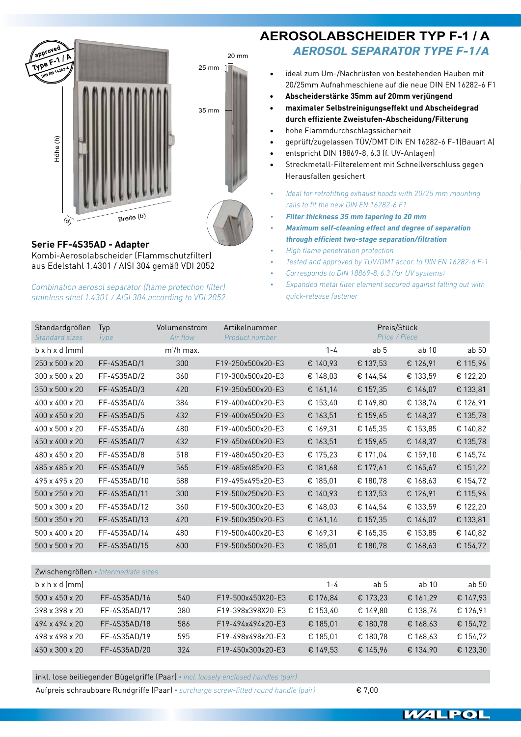# AEROSOLABSCHEIDER TYP F-1 / A

## *AEROSOL SEPARATOR TYPE F-1/A*

- ideal zum Um-/Nachrüsten von bestehenden Hauben mit 20/25mm Aufnahmeschiene auf die neue DIN EN 16282-6 F1
- **Abscheiderstärke 35mm auf 20mm verjüngend**
- **maximaler Selbstreinigungseffekt und Abscheidegrad durch effiziente Zweistufen-Abscheidung/Filterung**
- hohe Flammdurchschlagssicherheit
- geprüft/zugelassen TÜV/DMT DIN EN 16282-6 F-1(Bauart A)
- entspricht DIN 18869-8, 6.3 (f. UV-Anlagen)
- Streckmetall-Filterelement mit Schnellverschluss gegen Herausfallen gesichert

- *Ideal for retrofitting exhaust hoods with 20/25 mm mounting rails to fit the new DIN EN 16282-6 F1*
- ***Filter thickness 35 mm tapering to 20 mm***
- ***Maximum self-cleaning effect and degree of separation through efficient two-stage separation/filtration***
- *High flame penetration protection*
- *Tested and approved by TÜV/DMT accor. to DIN EN 16282-6 F-1*
- *Corresponds to DIN 18869-8, 6.3 (for UV systems)*
- *Expanded metal filter element secured against falling out with quick-release fastener*

approved Type F-1 / A DIN EN 16282-6

25 mm · 20 mm · 35 mm · Höhe (h) · Breite (b) · (d)

### Serie FF-4S35AD - Adapter

Kombi-Aerosolabscheider (Flammschutzfilter) aus Edelstahl 1.4301 / AISI 304 gemäß VDI 2052

*Combination aerosol separator (flame protection filter) stainless steel 1.4301 / AISI 304 according to VDI 2052*

| Standardgrößen *Standard sizes* | Typ *Type* | Volumenstrom *Air flow* | Artikelnummer *Product number* | Preis/Stück *Price / Piece* | | | |
|---|---|---|---|---|---|---|---|
| b x h x d (mm) | | m³/h max. | | 1-4 | ab 5 | ab 10 | ab 50 |
| 250 x 500 x 20 | FF-4S35AD/1 | 300 | F19-250x500x20-E3 | € 140,93 | € 137,53 | € 126,91 | € 115,96 |
| 300 x 500 x 20 | FF-4S35AD/2 | 360 | F19-300x500x20-E3 | € 148,03 | € 144,54 | € 133,59 | € 122,20 |
| 350 x 500 x 20 | FF-4S35AD/3 | 420 | F19-350x500x20-E3 | € 161,14 | € 157,35 | € 146,07 | € 133,81 |
| 400 x 400 x 20 | FF-4S35AD/4 | 384 | F19-400x400x20-E3 | € 153,40 | € 149,80 | € 138,74 | € 126,91 |
| 400 x 450 x 20 | FF-4S35AD/5 | 432 | F19-400x450x20-E3 | € 163,51 | € 159,65 | € 148,37 | € 135,78 |
| 400 x 500 x 20 | FF-4S35AD/6 | 480 | F19-400x500x20-E3 | € 169,31 | € 165,35 | € 153,85 | € 140,82 |
| 450 x 400 x 20 | FF-4S35AD/7 | 432 | F19-450x400x20-E3 | € 163,51 | € 159,65 | € 148,37 | € 135,78 |
| 480 x 450 x 20 | FF-4S35AD/8 | 518 | F19-480x450x20-E3 | € 175,23 | € 171,04 | € 159,10 | € 145,74 |
| 485 x 485 x 20 | FF-4S35AD/9 | 565 | F19-485x485x20-E3 | € 181,68 | € 177,61 | € 165,67 | € 151,22 |
| 495 x 495 x 20 | FF-4S35AD/10 | 588 | F19-495x495x20-E3 | € 185,01 | € 180,78 | € 168,63 | € 154,72 |
| 500 x 250 x 20 | FF-4S35AD/11 | 300 | F19-500x250x20-E3 | € 140,93 | € 137,53 | € 126,91 | € 115,96 |
| 500 x 300 x 20 | FF-4S35AD/12 | 360 | F19-500x300x20-E3 | € 148,03 | € 144,54 | € 133,59 | € 122,20 |
| 500 x 350 x 20 | FF-4S35AD/13 | 420 | F19-500x350x20-E3 | € 161,14 | € 157,35 | € 146,07 | € 133,81 |
| 500 x 400 x 20 | FF-4S35AD/14 | 480 | F19-500x400x20-E3 | € 169,31 | € 165,35 | € 153,85 | € 140,82 |
| 500 x 500 x 20 | FF-4S35AD/15 | 600 | F19-500x500x20-E3 | € 185,01 | € 180,78 | € 168,63 | € 154,72 |

| Zwischengrößen • *Intermediate sizes* | | | | | | | |
|---|---|---|---|---|---|---|---|
| b x h x d (mm) | | | | 1-4 | ab 5 | ab 10 | ab 50 |
| 500 x 450 x 20 | FF-4S35AD/16 | 540 | F19-500x450X20-E3 | € 176,84 | € 173,23 | € 161,29 | € 147,93 |
| 398 x 398 x 20 | FF-4S35AD/17 | 380 | F19-398x398X20-E3 | € 153,40 | € 149,80 | € 138,74 | € 126,91 |
| 494 x 494 x 20 | FF-4S35AD/18 | 586 | F19-494x494x20-E3 | € 185,01 | € 180,78 | € 168,63 | € 154,72 |
| 498 x 498 x 20 | FF-4S35AD/19 | 595 | F19-498x498x20-E3 | € 185,01 | € 180,78 | € 168,63 | € 154,72 |
| 450 x 300 x 20 | FF-4S35AD/20 | 324 | F19-450x300x20-E3 | € 149,53 | € 145,96 | € 134,90 | € 123,30 |

inkl. lose beiliegender Bügelgriffe (Paar) • *incl. loosely enclosed handles (pair)*

Aufpreis schraubbare Rundgriffe (Paar) • *surcharge screw-fitted round handle (pair)* € 7,00

WALPOL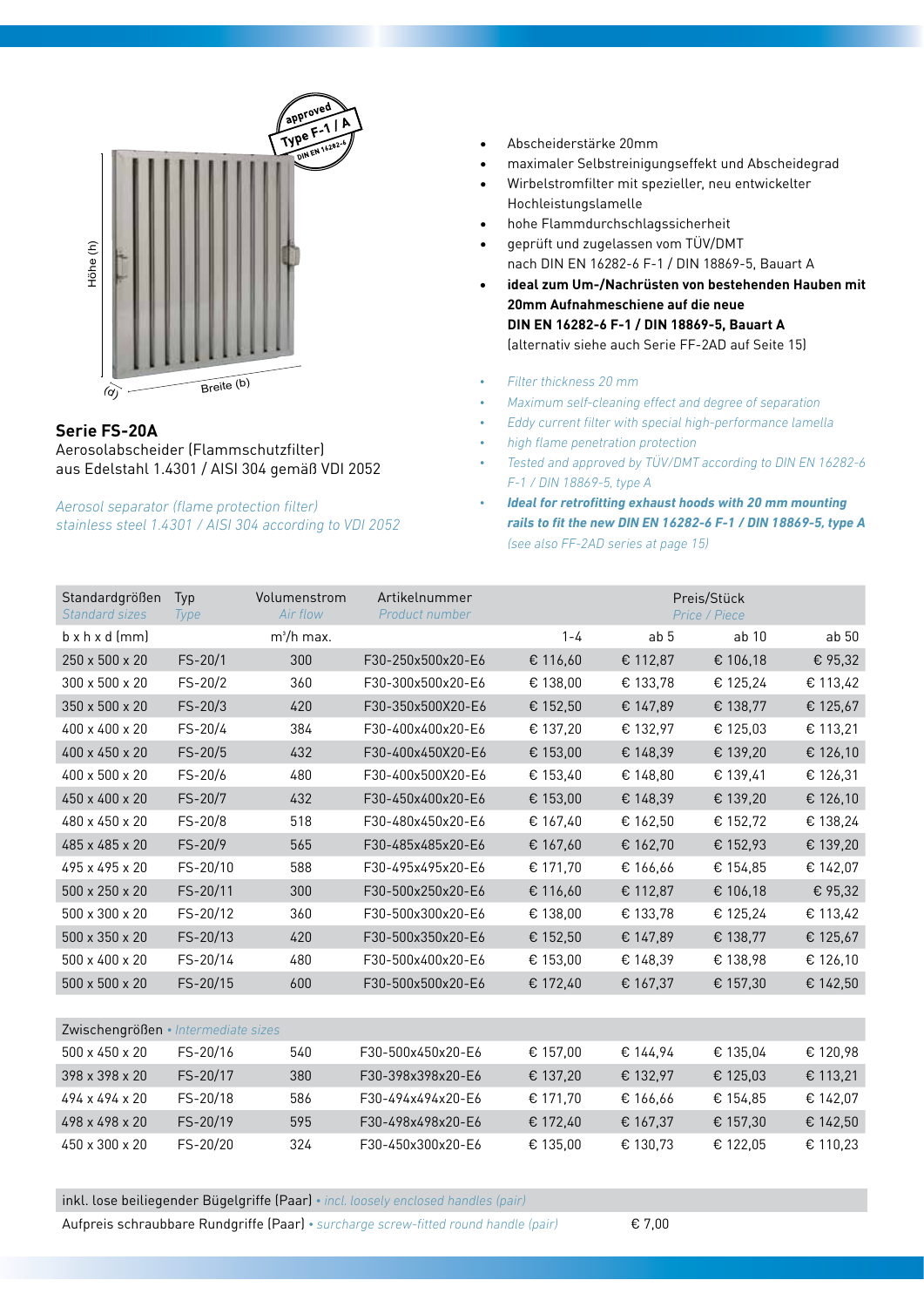## Serie FS-20A

Aerosolabscheider (Flammschutzfilter)
aus Edelstahl 1.4301 / AISI 304 gemäß VDI 2052

*Aerosol separator (flame protection filter)*
*stainless steel 1.4301 / AISI 304 according to VDI 2052*

- Abscheiderstärke 20mm
- maximaler Selbstreinigungseffekt und Abscheidegrad
- Wirbelstromfilter mit spezieller, neu entwickelter Hochleistungslamelle
- hohe Flammdurchschlagssicherheit
- geprüft und zugelassen vom TÜV/DMT nach DIN EN 16282-6 F-1 / DIN 18869-5, Bauart A
- **ideal zum Um-/Nachrüsten von bestehenden Hauben mit 20mm Aufnahmeschiene auf die neue DIN EN 16282-6 F-1 / DIN 18869-5, Bauart A**
  (alternativ siehe auch Serie FF-2AD auf Seite 15)

- *Filter thickness 20 mm*
- *Maximum self-cleaning effect and degree of separation*
- *Eddy current filter with special high-performance lamella*
- *high flame penetration protection*
- *Tested and approved by TÜV/DMT according to DIN EN 16282-6 F-1 / DIN 18869-5, type A*
- ***Ideal for retrofitting exhaust hoods with 20 mm mounting rails to fit the new DIN EN 16282-6 F-1 / DIN 18869-5, type A***
  *(see also FF-2AD series at page 15)*

| Standardgrößen *Standard sizes* | Typ *Type* | Volumenstrom *Air flow* | Artikelnummer *Product number* | Preis/Stück *Price / Piece* | | | |
|---|---|---|---|---|---|---|---|
| b x h x d (mm) | | m³/h max. | | 1-4 | ab 5 | ab 10 | ab 50 |
| 250 x 500 x 20 | FS-20/1 | 300 | F30-250x500x20-E6 | € 116,60 | € 112,87 | € 106,18 | € 95,32 |
| 300 x 500 x 20 | FS-20/2 | 360 | F30-300x500x20-E6 | € 138,00 | € 133,78 | € 125,24 | € 113,42 |
| 350 x 500 x 20 | FS-20/3 | 420 | F30-350x500X20-E6 | € 152,50 | € 147,89 | € 138,77 | € 125,67 |
| 400 x 400 x 20 | FS-20/4 | 384 | F30-400x400x20-E6 | € 137,20 | € 132,97 | € 125,03 | € 113,21 |
| 400 x 450 x 20 | FS-20/5 | 432 | F30-400x450X20-E6 | € 153,00 | € 148,39 | € 139,20 | € 126,10 |
| 400 x 500 x 20 | FS-20/6 | 480 | F30-400x500X20-E6 | € 153,40 | € 148,80 | € 139,41 | € 126,31 |
| 450 x 400 x 20 | FS-20/7 | 432 | F30-450x400x20-E6 | € 153,00 | € 148,39 | € 139,20 | € 126,10 |
| 480 x 450 x 20 | FS-20/8 | 518 | F30-480x450x20-E6 | € 167,40 | € 162,50 | € 152,72 | € 138,24 |
| 485 x 485 x 20 | FS-20/9 | 565 | F30-485x485x20-E6 | € 167,60 | € 162,70 | € 152,93 | € 139,20 |
| 495 x 495 x 20 | FS-20/10 | 588 | F30-495x495x20-E6 | € 171,70 | € 166,66 | € 154,85 | € 142,07 |
| 500 x 250 x 20 | FS-20/11 | 300 | F30-500x250x20-E6 | € 116,60 | € 112,87 | € 106,18 | € 95,32 |
| 500 x 300 x 20 | FS-20/12 | 360 | F30-500x300x20-E6 | € 138,00 | € 133,78 | € 125,24 | € 113,42 |
| 500 x 350 x 20 | FS-20/13 | 420 | F30-500x350x20-E6 | € 152,50 | € 147,89 | € 138,77 | € 125,67 |
| 500 x 400 x 20 | FS-20/14 | 480 | F30-500x400x20-E6 | € 153,00 | € 148,39 | € 138,98 | € 126,10 |
| 500 x 500 x 20 | FS-20/15 | 600 | F30-500x500x20-E6 | € 172,40 | € 167,37 | € 157,30 | € 142,50 |
| Zwischengrößen • *Intermediate sizes* | | | | | | | |
| 500 x 450 x 20 | FS-20/16 | 540 | F30-500x450x20-E6 | € 157,00 | € 144,94 | € 135,04 | € 120,98 |
| 398 x 398 x 20 | FS-20/17 | 380 | F30-398x398x20-E6 | € 137,20 | € 132,97 | € 125,03 | € 113,21 |
| 494 x 494 x 20 | FS-20/18 | 586 | F30-494x494x20-E6 | € 171,70 | € 166,66 | € 154,85 | € 142,07 |
| 498 x 498 x 20 | FS-20/19 | 595 | F30-498x498x20-E6 | € 172,40 | € 167,37 | € 157,30 | € 142,50 |
| 450 x 300 x 20 | FS-20/20 | 324 | F30-450x300x20-E6 | € 135,00 | € 130,73 | € 122,05 | € 110,23 |

inkl. lose beiliegender Bügelgriffe (Paar) • *incl. loosely enclosed handles (pair)*

Aufpreis schraubbare Rundgriffe (Paar) • *surcharge screw-fitted round handle (pair)* € 7,00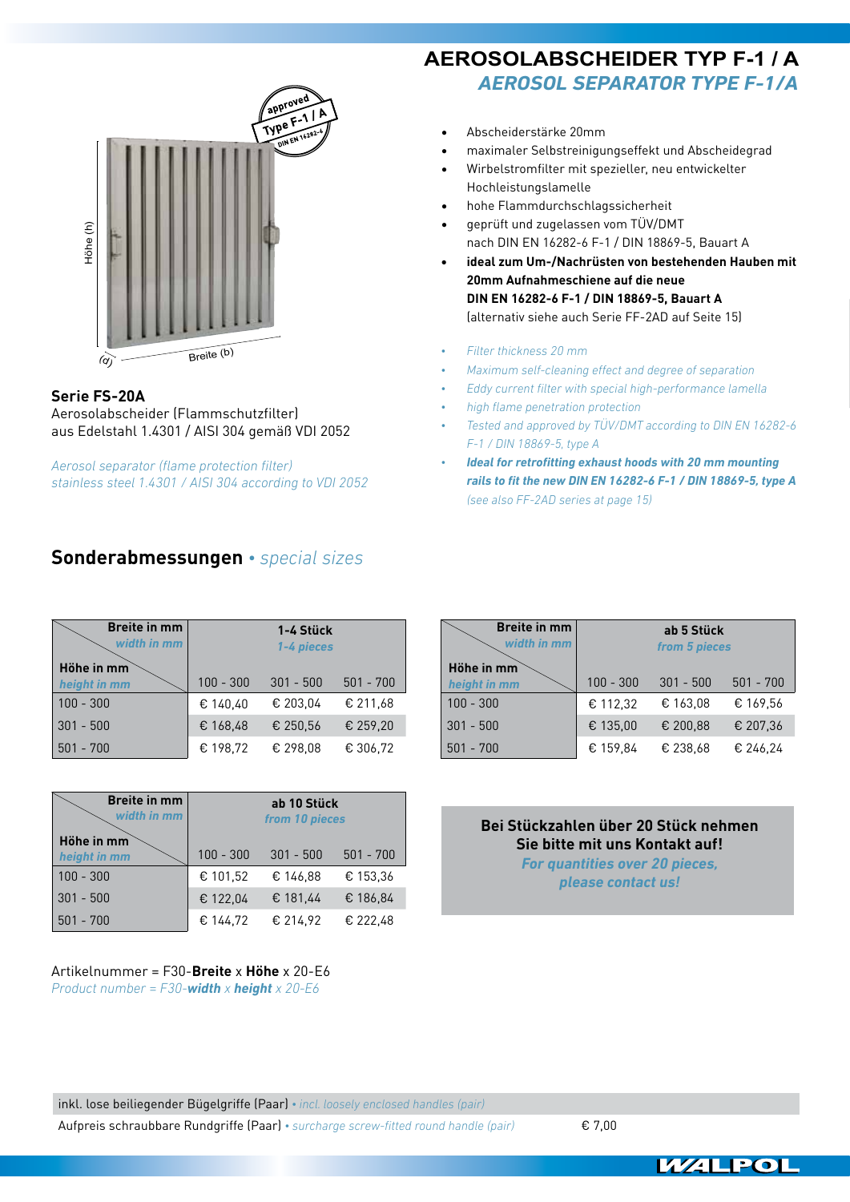# AEROSOLABSCHEIDER TYP F-1 / A

## *AEROSOL SEPARATOR TYPE F-1/A*

- Abscheiderstärke 20mm
- maximaler Selbstreinigungseffekt und Abscheidegrad
- Wirbelstromfilter mit spezieller, neu entwickelter Hochleistungslamelle
- hohe Flammdurchschlagssicherheit
- geprüft und zugelassen vom TÜV/DMT nach DIN EN 16282-6 F-1 / DIN 18869-5, Bauart A
- **ideal zum Um-/Nachrüsten von bestehenden Hauben mit 20mm Aufnahmeschiene auf die neue DIN EN 16282-6 F-1 / DIN 18869-5, Bauart A** (alternativ siehe auch Serie FF-2AD auf Seite 15)

- *Filter thickness 20 mm*
- *Maximum self-cleaning effect and degree of separation*
- *Eddy current filter with special high-performance lamella*
- *high flame penetration protection*
- *Tested and approved by TÜV/DMT according to DIN EN 16282-6 F-1 / DIN 18869-5, type A*
- ***Ideal for retrofitting exhaust hoods with 20 mm mounting rails to fit the new DIN EN 16282-6 F-1 / DIN 18869-5, type A*** *(see also FF-2AD series at page 15)*

Höhe (h)

Breite (b)

(d)

approved Type F-1 / A DIN EN 16282-6

**Serie FS-20A**
Aerosolabscheider (Flammschutzfilter)
aus Edelstahl 1.4301 / AISI 304 gemäß VDI 2052

*Aerosol separator (flame protection filter)*
*stainless steel 1.4301 / AISI 304 according to VDI 2052*

## Sonderabmessungen • *special sizes*

| Breite in mm / *width in mm* — Höhe in mm / *height in mm* | 1-4 Stück *1-4 pieces* | | |
|---|---|---|---|
| | 100 - 300 | 301 - 500 | 501 - 700 |
| 100 - 300 | € 140,40 | € 203,04 | € 211,68 |
| 301 - 500 | € 168,48 | € 250,56 | € 259,20 |
| 501 - 700 | € 198,72 | € 298,08 | € 306,72 |

| Breite in mm / *width in mm* — Höhe in mm / *height in mm* | ab 5 Stück *from 5 pieces* | | |
|---|---|---|---|
| | 100 - 300 | 301 - 500 | 501 - 700 |
| 100 - 300 | € 112,32 | € 163,08 | € 169,56 |
| 301 - 500 | € 135,00 | € 200,88 | € 207,36 |
| 501 - 700 | € 159,84 | € 238,68 | € 246,24 |

| Breite in mm / *width in mm* — Höhe in mm / *height in mm* | ab 10 Stück *from 10 pieces* | | |
|---|---|---|---|
| | 100 - 300 | 301 - 500 | 501 - 700 |
| 100 - 300 | € 101,52 | € 146,88 | € 153,36 |
| 301 - 500 | € 122,04 | € 181,44 | € 186,84 |
| 501 - 700 | € 144,72 | € 214,92 | € 222,48 |

**Bei Stückzahlen über 20 Stück nehmen Sie bitte mit uns Kontakt auf!**
***For quantities over 20 pieces, please contact us!***

Artikelnummer = F30-**Breite** x **Höhe** x 20-E6
*Product number = F30-**width** x **height** x 20-E6*

inkl. lose beiliegender Bügelgriffe (Paar) • *incl. loosely enclosed handles (pair)*
Aufpreis schraubbare Rundgriffe (Paar) • *surcharge screw-fitted round handle (pair)* € 7,00

WALPOL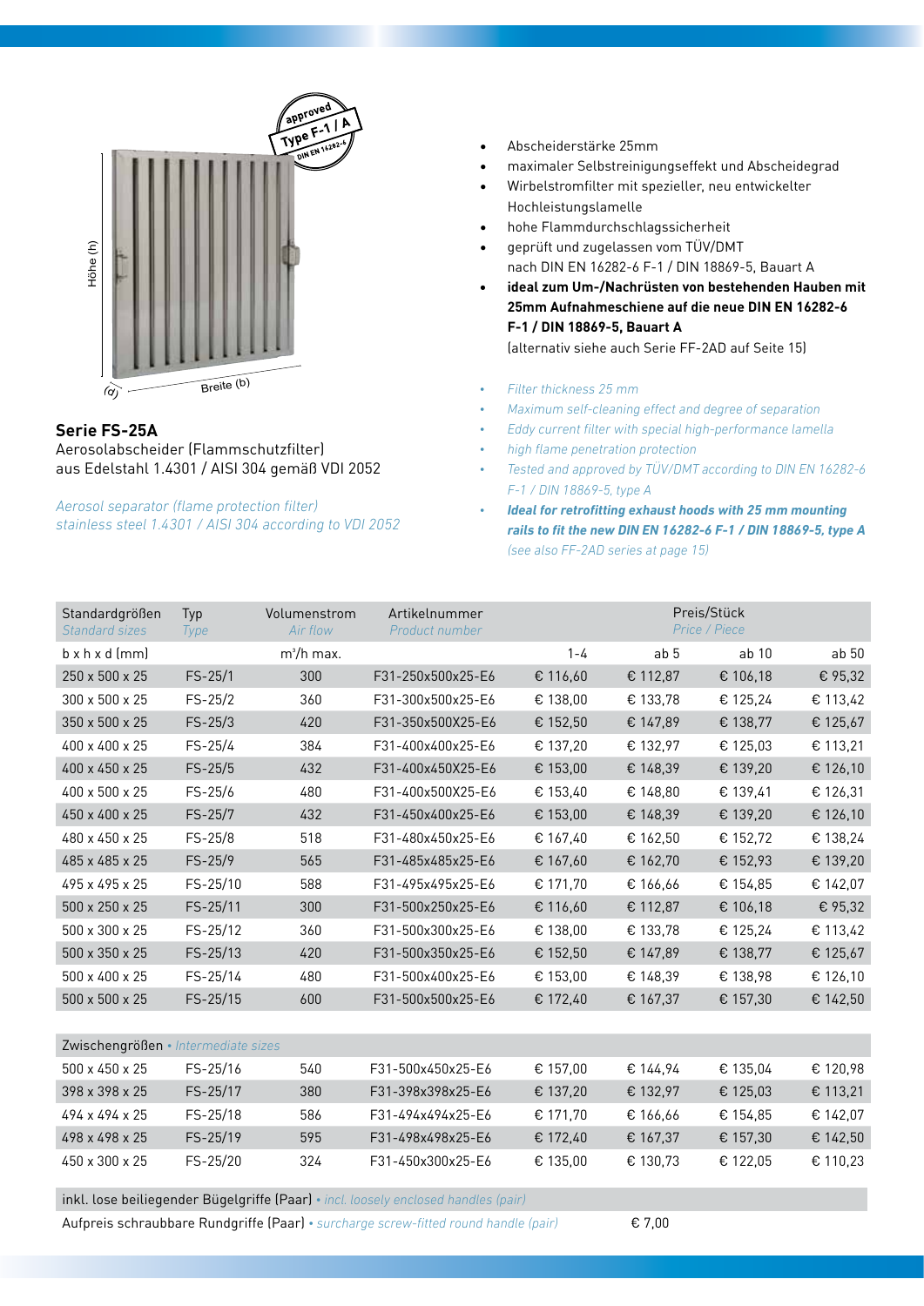## Serie FS-25A

Aerosolabscheider (Flammschutzfilter)
aus Edelstahl 1.4301 / AISI 304 gemäß VDI 2052

*Aerosol separator (flame protection filter)*
*stainless steel 1.4301 / AISI 304 according to VDI 2052*

- Abscheiderstärke 25mm
- maximaler Selbstreinigungseffekt und Abscheidegrad
- Wirbelstromfilter mit spezieller, neu entwickelter Hochleistungslamelle
- hohe Flammdurchschlagssicherheit
- geprüft und zugelassen vom TÜV/DMT nach DIN EN 16282-6 F-1 / DIN 18869-5, Bauart A
- **ideal zum Um-/Nachrüsten von bestehenden Hauben mit 25mm Aufnahmeschiene auf die neue DIN EN 16282-6 F-1 / DIN 18869-5, Bauart A**
  (alternativ siehe auch Serie FF-2AD auf Seite 15)

- *Filter thickness 25 mm*
- *Maximum self-cleaning effect and degree of separation*
- *Eddy current filter with special high-performance lamella*
- *high flame penetration protection*
- *Tested and approved by TÜV/DMT according to DIN EN 16282-6 F-1 / DIN 18869-5, type A*
- ***Ideal for retrofitting exhaust hoods with 25 mm mounting rails to fit the new DIN EN 16282-6 F-1 / DIN 18869-5, type A***
  *(see also FF-2AD series at page 15)*

| Standardgrößen *Standard sizes* | Typ *Type* | Volumenstrom *Air flow* | Artikelnummer *Product number* | Preis/Stück *Price / Piece* | | | |
|---|---|---|---|---|---|---|---|
| b x h x d (mm) | | m³/h max. | | 1-4 | ab 5 | ab 10 | ab 50 |
| 250 x 500 x 25 | FS-25/1 | 300 | F31-250x500x25-E6 | € 116,60 | € 112,87 | € 106,18 | € 95,32 |
| 300 x 500 x 25 | FS-25/2 | 360 | F31-300x500x25-E6 | € 138,00 | € 133,78 | € 125,24 | € 113,42 |
| 350 x 500 x 25 | FS-25/3 | 420 | F31-350x500X25-E6 | € 152,50 | € 147,89 | € 138,77 | € 125,67 |
| 400 x 400 x 25 | FS-25/4 | 384 | F31-400x400x25-E6 | € 137,20 | € 132,97 | € 125,03 | € 113,21 |
| 400 x 450 x 25 | FS-25/5 | 432 | F31-400x450X25-E6 | € 153,00 | € 148,39 | € 139,20 | € 126,10 |
| 400 x 500 x 25 | FS-25/6 | 480 | F31-400x500X25-E6 | € 153,40 | € 148,80 | € 139,41 | € 126,31 |
| 450 x 400 x 25 | FS-25/7 | 432 | F31-450x400x25-E6 | € 153,00 | € 148,39 | € 139,20 | € 126,10 |
| 480 x 450 x 25 | FS-25/8 | 518 | F31-480x450x25-E6 | € 167,40 | € 162,50 | € 152,72 | € 138,24 |
| 485 x 485 x 25 | FS-25/9 | 565 | F31-485x485x25-E6 | € 167,60 | € 162,70 | € 152,93 | € 139,20 |
| 495 x 495 x 25 | FS-25/10 | 588 | F31-495x495x25-E6 | € 171,70 | € 166,66 | € 154,85 | € 142,07 |
| 500 x 250 x 25 | FS-25/11 | 300 | F31-500x250x25-E6 | € 116,60 | € 112,87 | € 106,18 | € 95,32 |
| 500 x 300 x 25 | FS-25/12 | 360 | F31-500x300x25-E6 | € 138,00 | € 133,78 | € 125,24 | € 113,42 |
| 500 x 350 x 25 | FS-25/13 | 420 | F31-500x350x25-E6 | € 152,50 | € 147,89 | € 138,77 | € 125,67 |
| 500 x 400 x 25 | FS-25/14 | 480 | F31-500x400x25-E6 | € 153,00 | € 148,39 | € 138,98 | € 126,10 |
| 500 x 500 x 25 | FS-25/15 | 600 | F31-500x500x25-E6 | € 172,40 | € 167,37 | € 157,30 | € 142,50 |
| Zwischengrößen • *Intermediate sizes* | | | | | | | |
| 500 x 450 x 25 | FS-25/16 | 540 | F31-500x450x25-E6 | € 157,00 | € 144,94 | € 135,04 | € 120,98 |
| 398 x 398 x 25 | FS-25/17 | 380 | F31-398x398x25-E6 | € 137,20 | € 132,97 | € 125,03 | € 113,21 |
| 494 x 494 x 25 | FS-25/18 | 586 | F31-494x494x25-E6 | € 171,70 | € 166,66 | € 154,85 | € 142,07 |
| 498 x 498 x 25 | FS-25/19 | 595 | F31-498x498x25-E6 | € 172,40 | € 167,37 | € 157,30 | € 142,50 |
| 450 x 300 x 25 | FS-25/20 | 324 | F31-450x300x25-E6 | € 135,00 | € 130,73 | € 122,05 | € 110,23 |

inkl. lose beiliegender Bügelgriffe (Paar) • *incl. loosely enclosed handles (pair)*

Aufpreis schraubbare Rundgriffe (Paar) • *surcharge screw-fitted round handle (pair)* € 7,00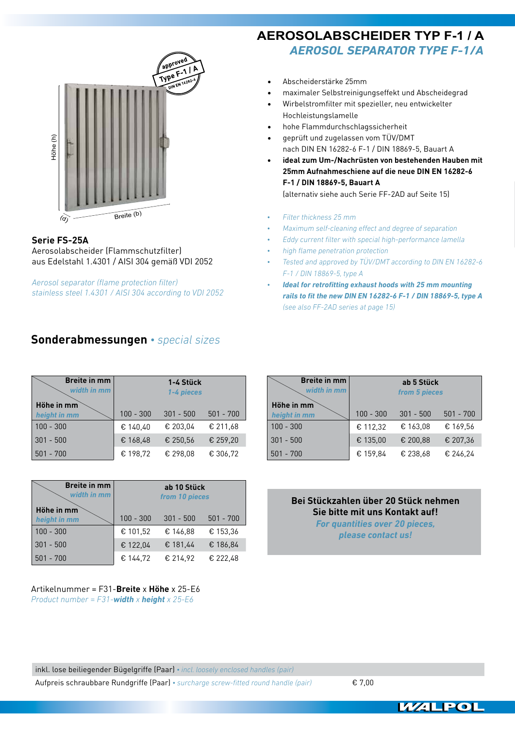# AEROSOLABSCHEIDER TYP F-1 / A

## *AEROSOL SEPARATOR TYPE F-1/A*

Höhe (h)

(d)

Breite (b)

approved Type F-1 / A DIN EN 16282-6

**Serie FS-25A**
Aerosolabscheider (Flammschutzfilter)
aus Edelstahl 1.4301 / AISI 304 gemäß VDI 2052

*Aerosol separator (flame protection filter)*
*stainless steel 1.4301 / AISI 304 according to VDI 2052*

- Abscheiderstärke 25mm
- maximaler Selbstreinigungseffekt und Abscheidegrad
- Wirbelstromfilter mit spezieller, neu entwickelter Hochleistungslamelle
- hohe Flammdurchschlagssicherheit
- geprüft und zugelassen vom TÜV/DMT nach DIN EN 16282-6 F-1 / DIN 18869-5, Bauart A
- **ideal zum Um-/Nachrüsten von bestehenden Hauben mit 25mm Aufnahmeschiene auf die neue DIN EN 16282-6 F-1 / DIN 18869-5, Bauart A**
  (alternativ siehe auch Serie FF-2AD auf Seite 15)

- *Filter thickness 25 mm*
- *Maximum self-cleaning effect and degree of separation*
- *Eddy current filter with special high-performance lamella*
- *high flame penetration protection*
- *Tested and approved by TÜV/DMT according to DIN EN 16282-6 F-1 / DIN 18869-5, type A*
- ***Ideal for retrofitting exhaust hoods with 25 mm mounting rails to fit the new DIN EN 16282-6 F-1 / DIN 18869-5, type A***
  *(see also FF-2AD series at page 15)*

## Sonderabmessungen • *special sizes*

| Höhe in mm / *height in mm* \ Breite in mm / *width in mm* | 1-4 Stück / *1-4 pieces* | | |
|---|---|---|---|
| | 100 - 300 | 301 - 500 | 501 - 700 |
| 100 - 300 | € 140,40 | € 203,04 | € 211,68 |
| 301 - 500 | € 168,48 | € 250,56 | € 259,20 |
| 501 - 700 | € 198,72 | € 298,08 | € 306,72 |

| Höhe in mm / *height in mm* \ Breite in mm / *width in mm* | ab 5 Stück / *from 5 pieces* | | |
|---|---|---|---|
| | 100 - 300 | 301 - 500 | 501 - 700 |
| 100 - 300 | € 112,32 | € 163,08 | € 169,56 |
| 301 - 500 | € 135,00 | € 200,88 | € 207,36 |
| 501 - 700 | € 159,84 | € 238,68 | € 246,24 |

| Höhe in mm / *height in mm* \ Breite in mm / *width in mm* | ab 10 Stück / *from 10 pieces* | | |
|---|---|---|---|
| | 100 - 300 | 301 - 500 | 501 - 700 |
| 100 - 300 | € 101,52 | € 146,88 | € 153,36 |
| 301 - 500 | € 122,04 | € 181,44 | € 186,84 |
| 501 - 700 | € 144,72 | € 214,92 | € 222,48 |

**Bei Stückzahlen über 20 Stück nehmen Sie bitte mit uns Kontakt auf!**
***For quantities over 20 pieces, please contact us!***

Artikelnummer = F31-**Breite** x **Höhe** x 25-E6
*Product number = F31-**width** x **height** x 25-E6*

| | |
|---|---|
| inkl. lose beiliegender Bügelgriffe (Paar) • *incl. loosely enclosed handles (pair)* | |
| Aufpreis schraubbare Rundgriffe (Paar) • *surcharge screw-fitted round handle (pair)* | € 7,00 |

WALPOL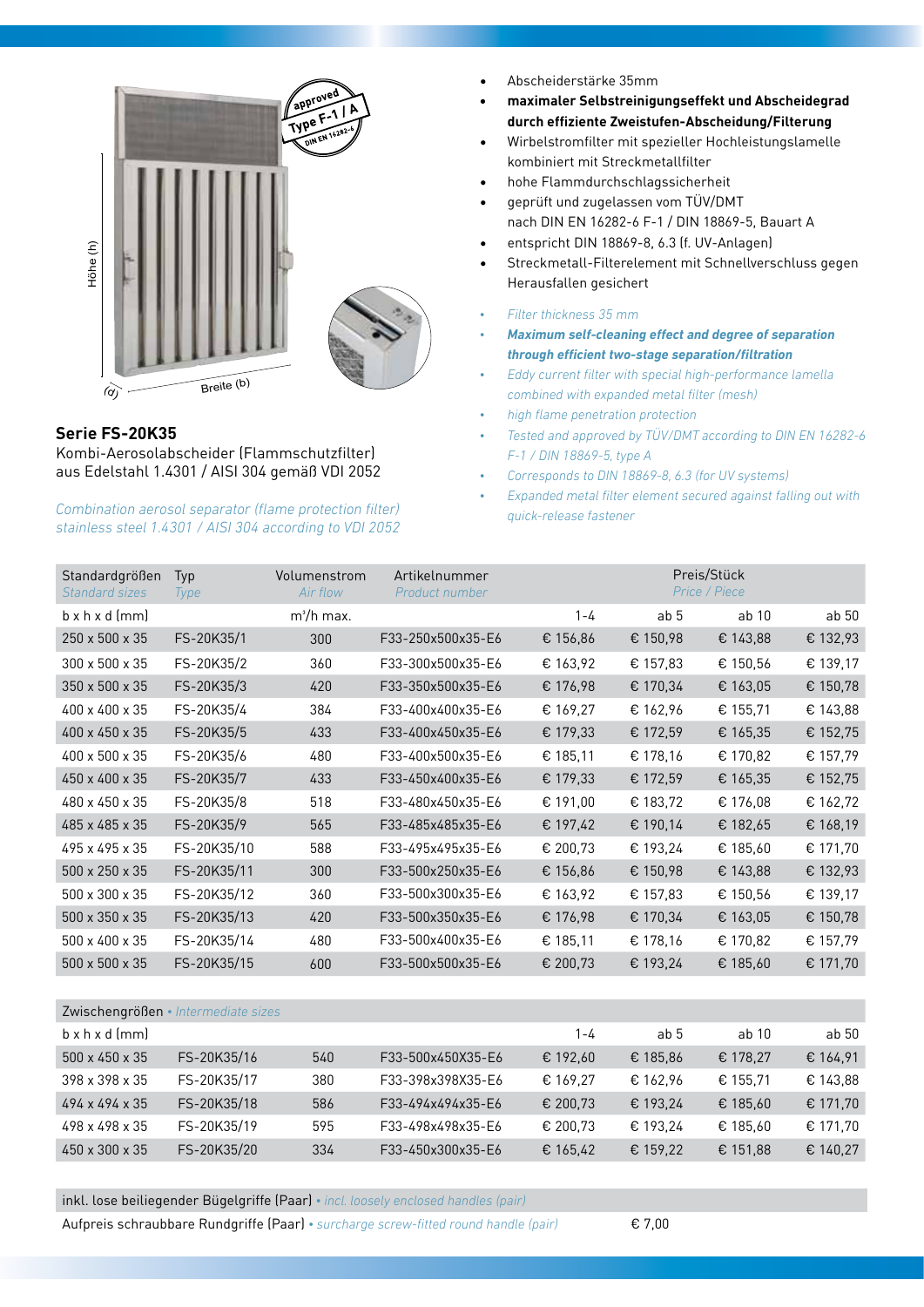## Serie FS-20K35

Kombi-Aerosolabscheider (Flammschutzfilter) aus Edelstahl 1.4301 / AISI 304 gemäß VDI 2052

*Combination aerosol separator (flame protection filter) stainless steel 1.4301 / AISI 304 according to VDI 2052*

- Abscheiderstärke 35mm
- **maximaler Selbstreinigungseffekt und Abscheidegrad durch effiziente Zweistufen-Abscheidung/Filterung**
- Wirbelstromfilter mit spezieller Hochleistungslamelle kombiniert mit Streckmetallfilter
- hohe Flammdurchschlagssicherheit
- geprüft und zugelassen vom TÜV/DMT nach DIN EN 16282-6 F-1 / DIN 18869-5, Bauart A
- entspricht DIN 18869-8, 6.3 (f. UV-Anlagen)
- Streckmetall-Filterelement mit Schnellverschluss gegen Herausfallen gesichert

- *Filter thickness 35 mm*
- ***Maximum self-cleaning effect and degree of separation through efficient two-stage separation/filtration***
- *Eddy current filter with special high-performance lamella combined with expanded metal filter (mesh)*
- *high flame penetration protection*
- *Tested and approved by TÜV/DMT according to DIN EN 16282-6 F-1 / DIN 18869-5, type A*
- *Corresponds to DIN 18869-8, 6.3 (for UV systems)*
- *Expanded metal filter element secured against falling out with quick-release fastener*

| Standardgrößen *Standard sizes* | Typ *Type* | Volumenstrom *Air flow* | Artikelnummer *Product number* | Preis/Stück *Price / Piece* | | | |
|---|---|---|---|---|---|---|---|
| b x h x d (mm) | | m³/h max. | | 1-4 | ab 5 | ab 10 | ab 50 |
| 250 x 500 x 35 | FS-20K35/1 | 300 | F33-250x500x35-E6 | € 156,86 | € 150,98 | € 143,88 | € 132,93 |
| 300 x 500 x 35 | FS-20K35/2 | 360 | F33-300x500x35-E6 | € 163,92 | € 157,83 | € 150,56 | € 139,17 |
| 350 x 500 x 35 | FS-20K35/3 | 420 | F33-350x500x35-E6 | € 176,98 | € 170,34 | € 163,05 | € 150,78 |
| 400 x 400 x 35 | FS-20K35/4 | 384 | F33-400x400x35-E6 | € 169,27 | € 162,96 | € 155,71 | € 143,88 |
| 400 x 450 x 35 | FS-20K35/5 | 433 | F33-400x450x35-E6 | € 179,33 | € 172,59 | € 165,35 | € 152,75 |
| 400 x 500 x 35 | FS-20K35/6 | 480 | F33-400x500x35-E6 | € 185,11 | € 178,16 | € 170,82 | € 157,79 |
| 450 x 400 x 35 | FS-20K35/7 | 433 | F33-450x400x35-E6 | € 179,33 | € 172,59 | € 165,35 | € 152,75 |
| 480 x 450 x 35 | FS-20K35/8 | 518 | F33-480x450x35-E6 | € 191,00 | € 183,72 | € 176,08 | € 162,72 |
| 485 x 485 x 35 | FS-20K35/9 | 565 | F33-485x485x35-E6 | € 197,42 | € 190,14 | € 182,65 | € 168,19 |
| 495 x 495 x 35 | FS-20K35/10 | 588 | F33-495x495x35-E6 | € 200,73 | € 193,24 | € 185,60 | € 171,70 |
| 500 x 250 x 35 | FS-20K35/11 | 300 | F33-500x250x35-E6 | € 156,86 | € 150,98 | € 143,88 | € 132,93 |
| 500 x 300 x 35 | FS-20K35/12 | 360 | F33-500x300x35-E6 | € 163,92 | € 157,83 | € 150,56 | € 139,17 |
| 500 x 350 x 35 | FS-20K35/13 | 420 | F33-500x350x35-E6 | € 176,98 | € 170,34 | € 163,05 | € 150,78 |
| 500 x 400 x 35 | FS-20K35/14 | 480 | F33-500x400x35-E6 | € 185,11 | € 178,16 | € 170,82 | € 157,79 |
| 500 x 500 x 35 | FS-20K35/15 | 600 | F33-500x500x35-E6 | € 200,73 | € 193,24 | € 185,60 | € 171,70 |

| Zwischengrößen • *Intermediate sizes* | | | | | | | |
|---|---|---|---|---|---|---|---|
| b x h x d (mm) | | | | 1-4 | ab 5 | ab 10 | ab 50 |
| 500 x 450 x 35 | FS-20K35/16 | 540 | F33-500x450X35-E6 | € 192,60 | € 185,86 | € 178,27 | € 164,91 |
| 398 x 398 x 35 | FS-20K35/17 | 380 | F33-398x398X35-E6 | € 169,27 | € 162,96 | € 155,71 | € 143,88 |
| 494 x 494 x 35 | FS-20K35/18 | 586 | F33-494x494x35-E6 | € 200,73 | € 193,24 | € 185,60 | € 171,70 |
| 498 x 498 x 35 | FS-20K35/19 | 595 | F33-498x498x35-E6 | € 200,73 | € 193,24 | € 185,60 | € 171,70 |
| 450 x 300 x 35 | FS-20K35/20 | 334 | F33-450x300x35-E6 | € 165,42 | € 159,22 | € 151,88 | € 140,27 |

inkl. lose beiliegender Bügelgriffe (Paar) • *incl. loosely enclosed handles (pair)*

Aufpreis schraubbare Rundgriffe (Paar) • *surcharge screw-fitted round handle (pair)* € 7,00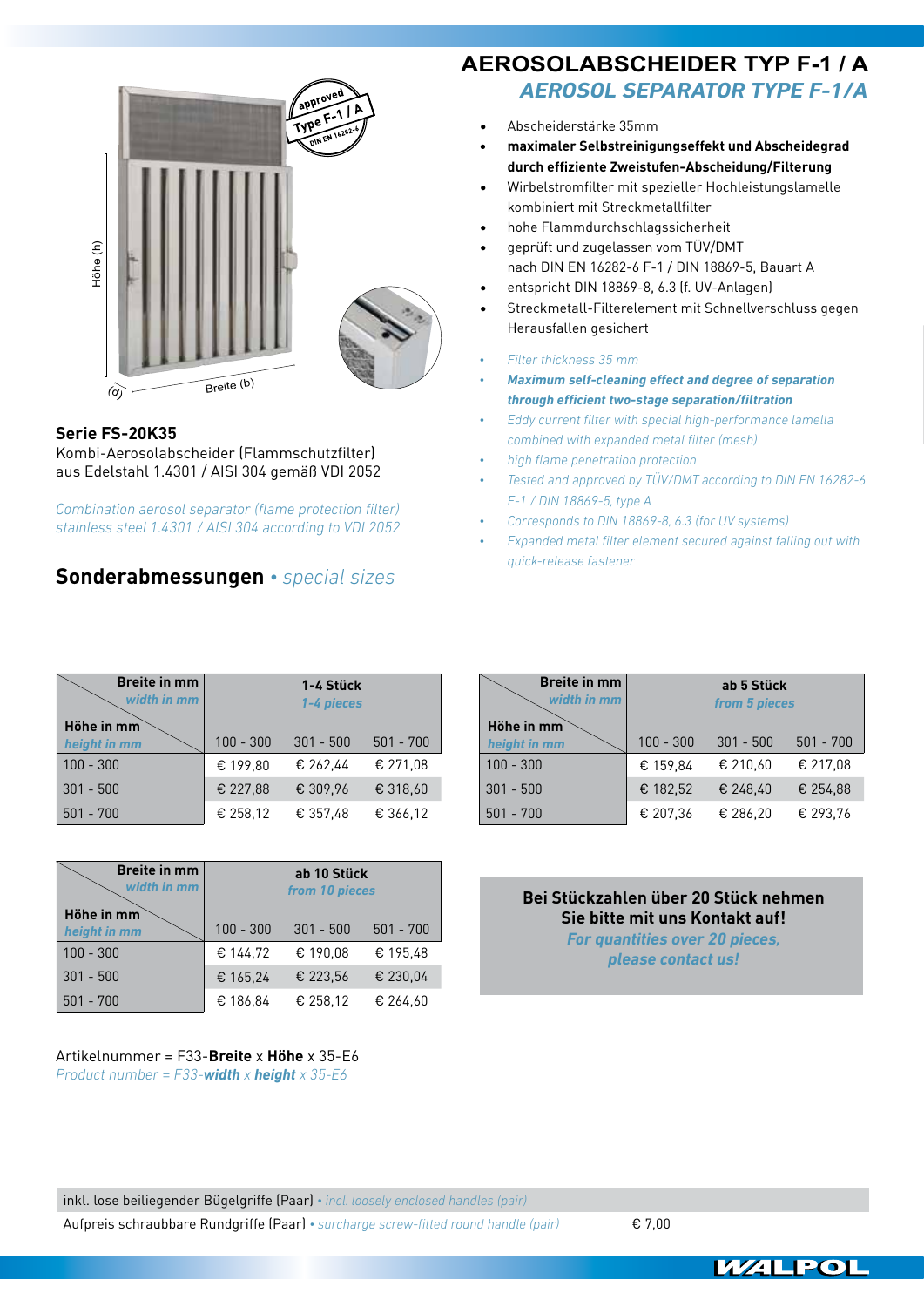# AEROSOLABSCHEIDER TYP F-1 / A

## *AEROSOL SEPARATOR TYPE F-1/A*

- Abscheiderstärke 35mm
- **maximaler Selbstreinigungseffekt und Abscheidegrad durch effiziente Zweistufen-Abscheidung/Filterung**
- Wirbelstromfilter mit spezieller Hochleistungslamelle kombiniert mit Streckmetallfilter
- hohe Flammdurchschlagssicherheit
- geprüft und zugelassen vom TÜV/DMT nach DIN EN 16282-6 F-1 / DIN 18869-5, Bauart A
- entspricht DIN 18869-8, 6.3 (f. UV-Anlagen)
- Streckmetall-Filterelement mit Schnellverschluss gegen Herausfallen gesichert

- *Filter thickness 35 mm*
- ***Maximum self-cleaning effect and degree of separation through efficient two-stage separation/filtration***
- *Eddy current filter with special high-performance lamella combined with expanded metal filter (mesh)*
- *high flame penetration protection*
- *Tested and approved by TÜV/DMT according to DIN EN 16282-6 F-1 / DIN 18869-5, type A*
- *Corresponds to DIN 18869-8, 6.3 (for UV systems)*
- *Expanded metal filter element secured against falling out with quick-release fastener*

Höhe (h) | Breite (b) | (d)

approved Type F-1 / A DIN EN 16282-6

### Serie FS-20K35

Kombi-Aerosolabscheider (Flammschutzfilter) aus Edelstahl 1.4301 / AISI 304 gemäß VDI 2052

*Combination aerosol separator (flame protection filter) stainless steel 1.4301 / AISI 304 according to VDI 2052*

## Sonderabmessungen • *special sizes*

| Höhe in mm / *height in mm* \ Breite in mm / *width in mm* | 1-4 Stück / *1-4 pieces* | | |
|---|---|---|---|
| | 100 - 300 | 301 - 500 | 501 - 700 |
| 100 - 300 | € 199,80 | € 262,44 | € 271,08 |
| 301 - 500 | € 227,88 | € 309,96 | € 318,60 |
| 501 - 700 | € 258,12 | € 357,48 | € 366,12 |

| Höhe in mm / *height in mm* \ Breite in mm / *width in mm* | ab 5 Stück / *from 5 pieces* | | |
|---|---|---|---|
| | 100 - 300 | 301 - 500 | 501 - 700 |
| 100 - 300 | € 159,84 | € 210,60 | € 217,08 |
| 301 - 500 | € 182,52 | € 248,40 | € 254,88 |
| 501 - 700 | € 207,36 | € 286,20 | € 293,76 |

| Höhe in mm / *height in mm* \ Breite in mm / *width in mm* | ab 10 Stück / *from 10 pieces* | | |
|---|---|---|---|
| | 100 - 300 | 301 - 500 | 501 - 700 |
| 100 - 300 | € 144,72 | € 190,08 | € 195,48 |
| 301 - 500 | € 165,24 | € 223,56 | € 230,04 |
| 501 - 700 | € 186,84 | € 258,12 | € 264,60 |

**Bei Stückzahlen über 20 Stück nehmen Sie bitte mit uns Kontakt auf!**
***For quantities over 20 pieces, please contact us!***

Artikelnummer = F33-**Breite** x **Höhe** x 35-E6
*Product number = F33-**width** x **height** x 35-E6*

| | |
|---|---|
| inkl. lose beiliegender Bügelgriffe (Paar) • *incl. loosely enclosed handles (pair)* | |
| Aufpreis schraubbare Rundgriffe (Paar) • *surcharge screw-fitted round handle (pair)* | € 7,00 |

WALPOL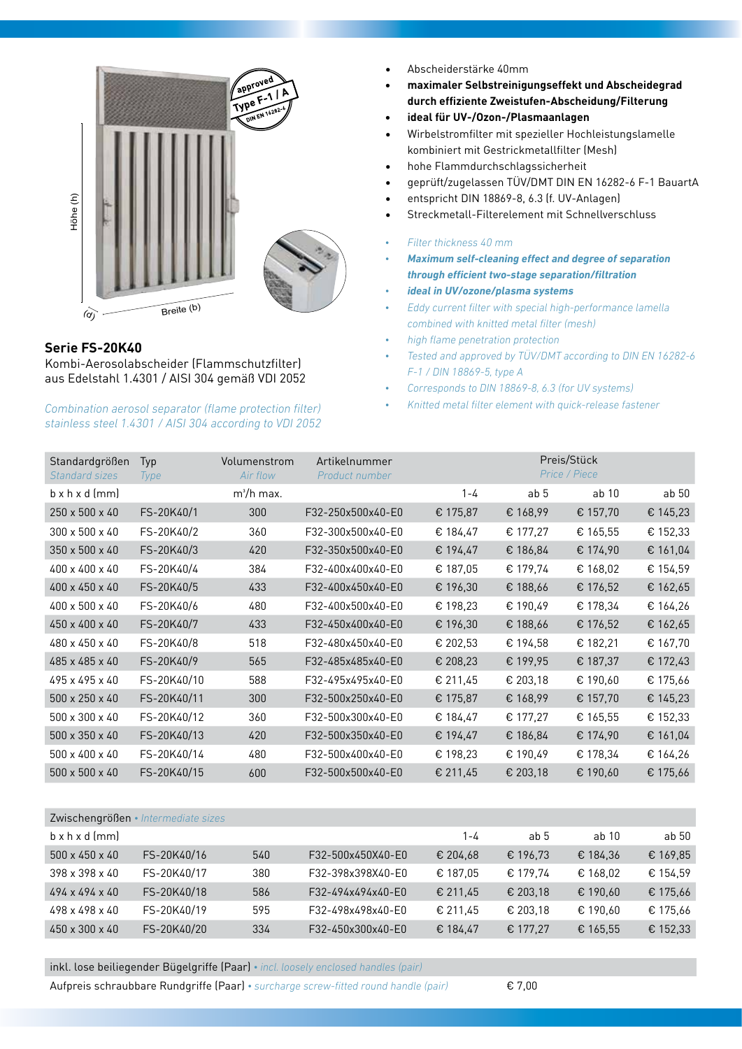## Serie FS-20K40

Kombi-Aerosolabscheider (Flammschutzfilter) aus Edelstahl 1.4301 / AISI 304 gemäß VDI 2052

*Combination aerosol separator (flame protection filter) stainless steel 1.4301 / AISI 304 according to VDI 2052*

- Abscheiderstärke 40mm
- **maximaler Selbstreinigungseffekt und Abscheidegrad durch effiziente Zweistufen-Abscheidung/Filterung**
- **ideal für UV-/Ozon-/Plasmaanlagen**
- Wirbelstromfilter mit spezieller Hochleistungslamelle kombiniert mit Gestrickmetallfilter (Mesh)
- hohe Flammdurchschlagssicherheit
- geprüft/zugelassen TÜV/DMT DIN EN 16282-6 F-1 BauartA
- entspricht DIN 18869-8, 6.3 (f. UV-Anlagen)
- Streckmetall-Filterelement mit Schnellverschluss

- *Filter thickness 40 mm*
- ***Maximum self-cleaning effect and degree of separation through efficient two-stage separation/filtration***
- ***ideal in UV/ozone/plasma systems***
- *Eddy current filter with special high-performance lamella combined with knitted metal filter (mesh)*
- *high flame penetration protection*
- *Tested and approved by TÜV/DMT according to DIN EN 16282-6 F-1 / DIN 18869-5, type A*
- *Corresponds to DIN 18869-8, 6.3 (for UV systems)*
- *Knitted metal filter element with quick-release fastener*

| Standardgrößen *Standard sizes* | Typ *Type* | Volumenstrom *Air flow* | Artikelnummer *Product number* | Preis/Stück *Price / Piece* | | | |
|---|---|---|---|---|---|---|---|
| b x h x d (mm) | | m³/h max. | | 1-4 | ab 5 | ab 10 | ab 50 |
| 250 x 500 x 40 | FS-20K40/1 | 300 | F32-250x500x40-E0 | € 175,87 | € 168,99 | € 157,70 | € 145,23 |
| 300 x 500 x 40 | FS-20K40/2 | 360 | F32-300x500x40-E0 | € 184,47 | € 177,27 | € 165,55 | € 152,33 |
| 350 x 500 x 40 | FS-20K40/3 | 420 | F32-350x500x40-E0 | € 194,47 | € 186,84 | € 174,90 | € 161,04 |
| 400 x 400 x 40 | FS-20K40/4 | 384 | F32-400x400x40-E0 | € 187,05 | € 179,74 | € 168,02 | € 154,59 |
| 400 x 450 x 40 | FS-20K40/5 | 433 | F32-400x450x40-E0 | € 196,30 | € 188,66 | € 176,52 | € 162,65 |
| 400 x 500 x 40 | FS-20K40/6 | 480 | F32-400x500x40-E0 | € 198,23 | € 190,49 | € 178,34 | € 164,26 |
| 450 x 400 x 40 | FS-20K40/7 | 433 | F32-450x400x40-E0 | € 196,30 | € 188,66 | € 176,52 | € 162,65 |
| 480 x 450 x 40 | FS-20K40/8 | 518 | F32-480x450x40-E0 | € 202,53 | € 194,58 | € 182,21 | € 167,70 |
| 485 x 485 x 40 | FS-20K40/9 | 565 | F32-485x485x40-E0 | € 208,23 | € 199,95 | € 187,37 | € 172,43 |
| 495 x 495 x 40 | FS-20K40/10 | 588 | F32-495x495x40-E0 | € 211,45 | € 203,18 | € 190,60 | € 175,66 |
| 500 x 250 x 40 | FS-20K40/11 | 300 | F32-500x250x40-E0 | € 175,87 | € 168,99 | € 157,70 | € 145,23 |
| 500 x 300 x 40 | FS-20K40/12 | 360 | F32-500x300x40-E0 | € 184,47 | € 177,27 | € 165,55 | € 152,33 |
| 500 x 350 x 40 | FS-20K40/13 | 420 | F32-500x350x40-E0 | € 194,47 | € 186,84 | € 174,90 | € 161,04 |
| 500 x 400 x 40 | FS-20K40/14 | 480 | F32-500x400x40-E0 | € 198,23 | € 190,49 | € 178,34 | € 164,26 |
| 500 x 500 x 40 | FS-20K40/15 | 600 | F32-500x500x40-E0 | € 211,45 | € 203,18 | € 190,60 | € 175,66 |

| Zwischengrößen • *Intermediate sizes* | | | | | | | |
|---|---|---|---|---|---|---|---|
| b x h x d (mm) | | | | 1-4 | ab 5 | ab 10 | ab 50 |
| 500 x 450 x 40 | FS-20K40/16 | 540 | F32-500x450X40-E0 | € 204,68 | € 196,73 | € 184,36 | € 169,85 |
| 398 x 398 x 40 | FS-20K40/17 | 380 | F32-398x398X40-E0 | € 187,05 | € 179,74 | € 168,02 | € 154,59 |
| 494 x 494 x 40 | FS-20K40/18 | 586 | F32-494x494x40-E0 | € 211,45 | € 203,18 | € 190,60 | € 175,66 |
| 498 x 498 x 40 | FS-20K40/19 | 595 | F32-498x498x40-E0 | € 211,45 | € 203,18 | € 190,60 | € 175,66 |
| 450 x 300 x 40 | FS-20K40/20 | 334 | F32-450x300x40-E0 | € 184,47 | € 177,27 | € 165,55 | € 152,33 |

inkl. lose beiliegender Bügelgriffe (Paar) • *incl. loosely enclosed handles (pair)*

Aufpreis schraubbare Rundgriffe (Paar) • *surcharge screw-fitted round handle (pair)* € 7,00